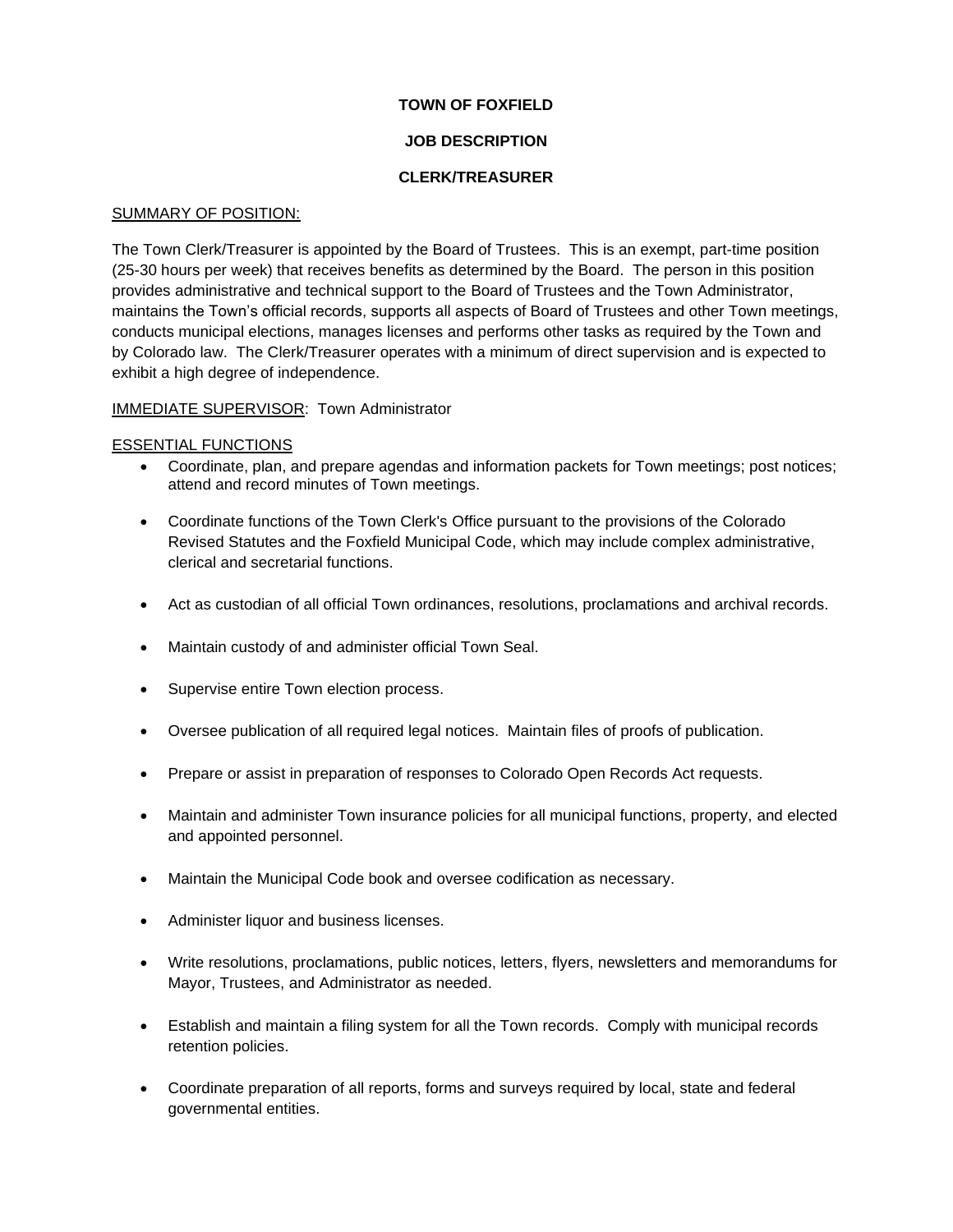# TOWN OF FOXFIELD

## JOB DESCRIPTION

## CLERK/TREASURER

<u>SUMMARY OF POSITION:</u>

The Town Clerk/Treasurer is appointed by the Board of Trustees. This is an exempt, part-time position (25-30 hours per week) that receives benefits as determined by the Board. The person in this position provides administrative and technical support to the Board of Trustees and the Town Administrator, maintains the Town's official records, supports all aspects of Board of Trustees and other Town meetings, conducts municipal elections, manages licenses and performs other tasks as required by the Town and by Colorado law. The Clerk/Treasurer operates with a minimum of direct supervision and is expected to exhibit a high degree of independence.

<u>IMMEDIATE SUPERVISOR</u>: Town Administrator

<u>ESSENTIAL FUNCTIONS</u>

- Coordinate, plan, and prepare agendas and information packets for Town meetings; post notices; attend and record minutes of Town meetings.
- Coordinate functions of the Town Clerk's Office pursuant to the provisions of the Colorado Revised Statutes and the Foxfield Municipal Code, which may include complex administrative, clerical and secretarial functions.
- Act as custodian of all official Town ordinances, resolutions, proclamations and archival records.
- Maintain custody of and administer official Town Seal.
- Supervise entire Town election process.
- Oversee publication of all required legal notices. Maintain files of proofs of publication.
- Prepare or assist in preparation of responses to Colorado Open Records Act requests.
- Maintain and administer Town insurance policies for all municipal functions, property, and elected and appointed personnel.
- Maintain the Municipal Code book and oversee codification as necessary.
- Administer liquor and business licenses.
- Write resolutions, proclamations, public notices, letters, flyers, newsletters and memorandums for Mayor, Trustees, and Administrator as needed.
- Establish and maintain a filing system for all the Town records. Comply with municipal records retention policies.
- Coordinate preparation of all reports, forms and surveys required by local, state and federal governmental entities.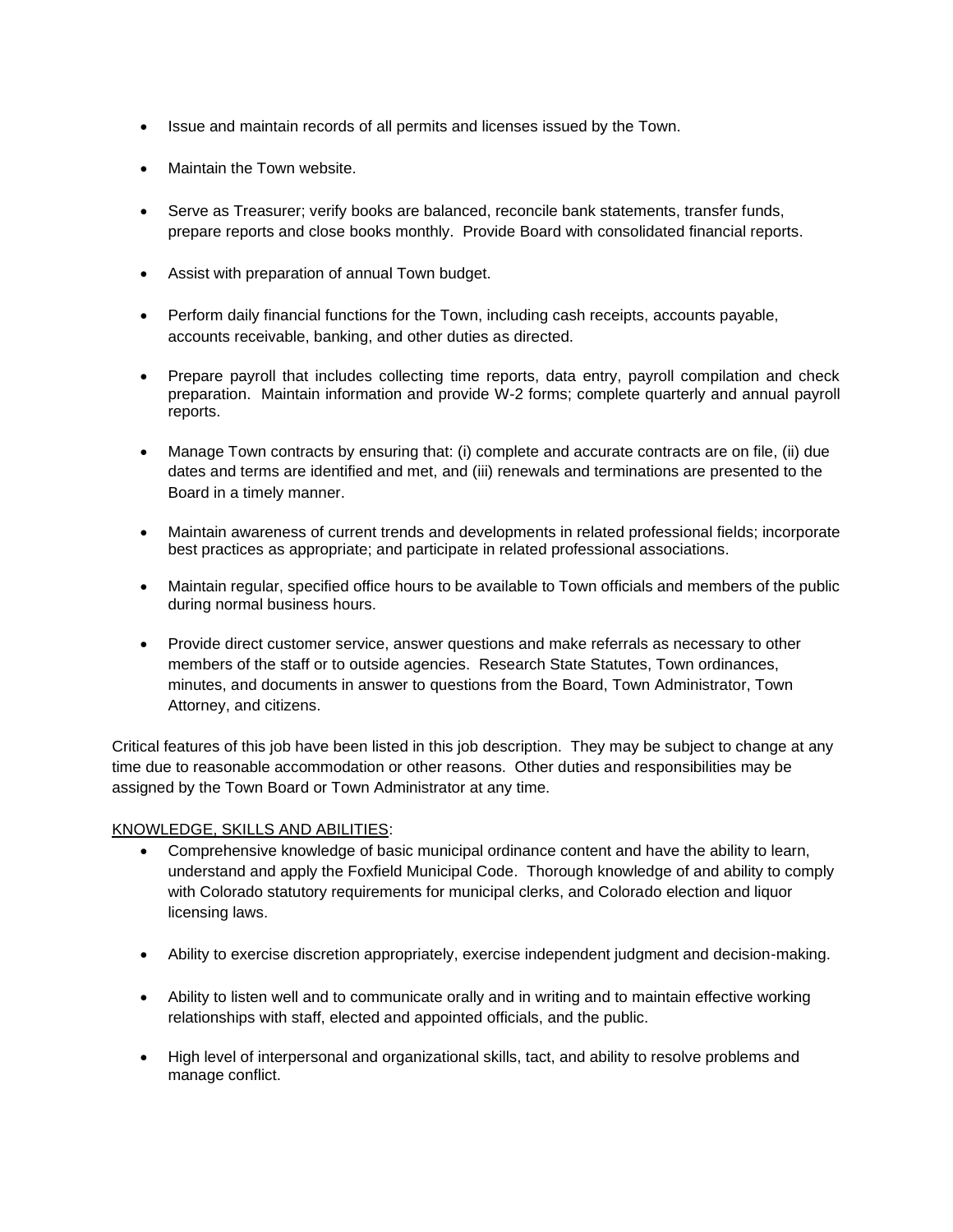- Issue and maintain records of all permits and licenses issued by the Town.

- Maintain the Town website.

- Serve as Treasurer; verify books are balanced, reconcile bank statements, transfer funds, prepare reports and close books monthly. Provide Board with consolidated financial reports.

- Assist with preparation of annual Town budget.

- Perform daily financial functions for the Town, including cash receipts, accounts payable, accounts receivable, banking, and other duties as directed.

- Prepare payroll that includes collecting time reports, data entry, payroll compilation and check preparation. Maintain information and provide W-2 forms; complete quarterly and annual payroll reports.

- Manage Town contracts by ensuring that: (i) complete and accurate contracts are on file, (ii) due dates and terms are identified and met, and (iii) renewals and terminations are presented to the Board in a timely manner.

- Maintain awareness of current trends and developments in related professional fields; incorporate best practices as appropriate; and participate in related professional associations.

- Maintain regular, specified office hours to be available to Town officials and members of the public during normal business hours.

- Provide direct customer service, answer questions and make referrals as necessary to other members of the staff or to outside agencies. Research State Statutes, Town ordinances, minutes, and documents in answer to questions from the Board, Town Administrator, Town Attorney, and citizens.

Critical features of this job have been listed in this job description. They may be subject to change at any time due to reasonable accommodation or other reasons. Other duties and responsibilities may be assigned by the Town Board or Town Administrator at any time.

KNOWLEDGE, SKILLS AND ABILITIES:

- Comprehensive knowledge of basic municipal ordinance content and have the ability to learn, understand and apply the Foxfield Municipal Code. Thorough knowledge of and ability to comply with Colorado statutory requirements for municipal clerks, and Colorado election and liquor licensing laws.

- Ability to exercise discretion appropriately, exercise independent judgment and decision-making.

- Ability to listen well and to communicate orally and in writing and to maintain effective working relationships with staff, elected and appointed officials, and the public.

- High level of interpersonal and organizational skills, tact, and ability to resolve problems and manage conflict.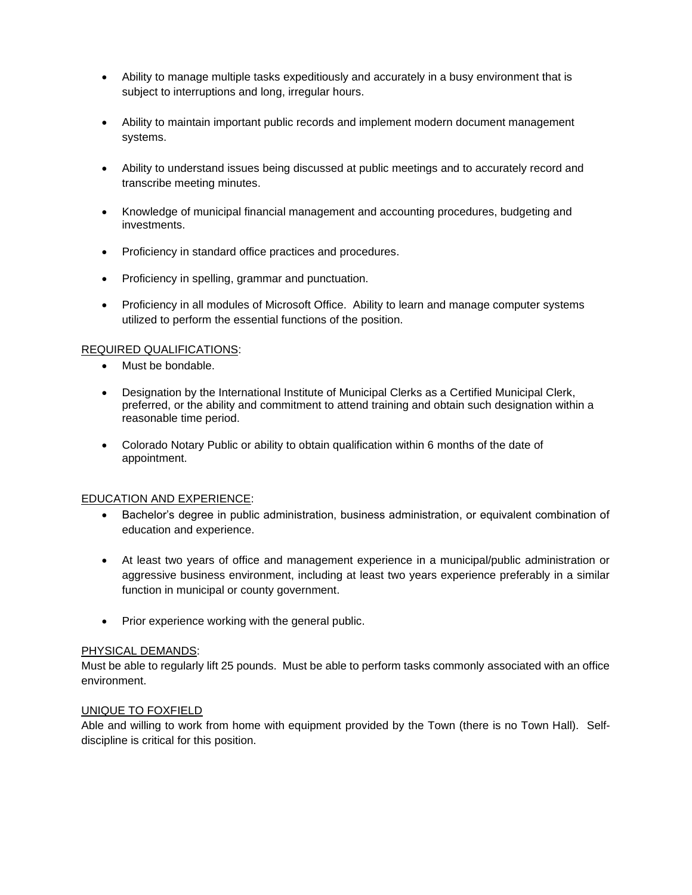- Ability to manage multiple tasks expeditiously and accurately in a busy environment that is subject to interruptions and long, irregular hours.

- Ability to maintain important public records and implement modern document management systems.

- Ability to understand issues being discussed at public meetings and to accurately record and transcribe meeting minutes.

- Knowledge of municipal financial management and accounting procedures, budgeting and investments.

- Proficiency in standard office practices and procedures.

- Proficiency in spelling, grammar and punctuation.

- Proficiency in all modules of Microsoft Office. Ability to learn and manage computer systems utilized to perform the essential functions of the position.

<u>REQUIRED QUALIFICATIONS</u>:

- Must be bondable.

- Designation by the International Institute of Municipal Clerks as a Certified Municipal Clerk, preferred, or the ability and commitment to attend training and obtain such designation within a reasonable time period.

- Colorado Notary Public or ability to obtain qualification within 6 months of the date of appointment.

<u>EDUCATION AND EXPERIENCE</u>:

- Bachelor's degree in public administration, business administration, or equivalent combination of education and experience.

- At least two years of office and management experience in a municipal/public administration or aggressive business environment, including at least two years experience preferably in a similar function in municipal or county government.

- Prior experience working with the general public.

<u>PHYSICAL DEMANDS</u>:

Must be able to regularly lift 25 pounds. Must be able to perform tasks commonly associated with an office environment.

<u>UNIQUE TO FOXFIELD</u>

Able and willing to work from home with equipment provided by the Town (there is no Town Hall). Self-discipline is critical for this position.